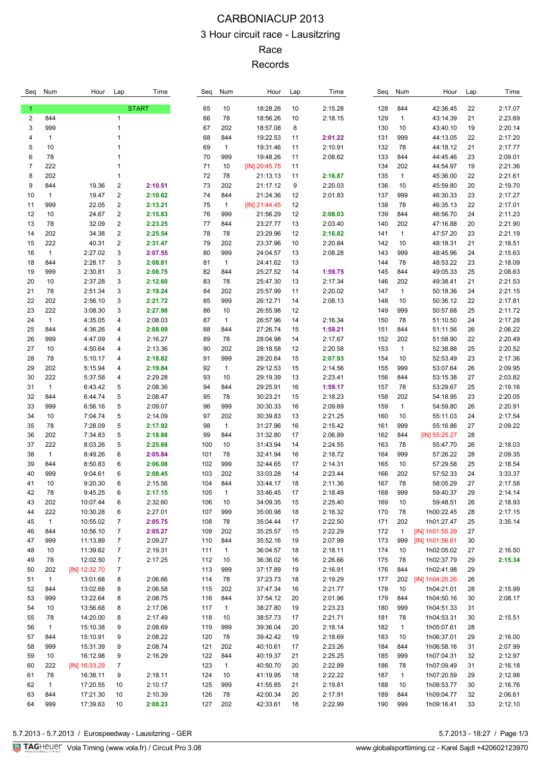# CARBONIACUP 2013

## 3 Hour circuit race - Lausitzring

## Race

## Records

| Seq | Num | Hour | Lap | Time |
|---|---|---|---|---|
| 1 | | | | START |
| 2 | 844 | | 1 | |
| 3 | 999 | | 1 | |
| 4 | 1 | | 1 | |
| 5 | 10 | | 1 | |
| 6 | 78 | | 1 | |
| 7 | 222 | | 1 | |
| 8 | 202 | | 1 | |
| 9 | 844 | 19.36 | 2 | 2:10.51 |
| 10 | 1 | 19.47 | 2 | 2:10.62 |
| 11 | 999 | 22.05 | 2 | 2:13.21 |
| 12 | 10 | 24.67 | 2 | 2:15.83 |
| 13 | 78 | 32.09 | 2 | 2:23.25 |
| 14 | 202 | 34.38 | 2 | 2:25.54 |
| 15 | 222 | 40.31 | 2 | 2:31.47 |
| 16 | 1 | 2:27.02 | 3 | 2:07.55 |
| 18 | 844 | 2:28.17 | 3 | 2:08.81 |
| 19 | 999 | 2:30.81 | 3 | 2:08.75 |
| 20 | 10 | 2:37.28 | 3 | 2:12.60 |
| 21 | 78 | 2:51.34 | 3 | 2:19.24 |
| 22 | 202 | 2:56.10 | 3 | 2:21.72 |
| 23 | 222 | 3:08.30 | 3 | 2:27.98 |
| 24 | 1 | 4:35.05 | 4 | 2:08.03 |
| 25 | 844 | 4:36.26 | 4 | 2:08.09 |
| 26 | 999 | 4:47.09 | 4 | 2:16.27 |
| 27 | 10 | 4:50.64 | 4 | 2:13.36 |
| 28 | 78 | 5:10.17 | 4 | 2:18.82 |
| 29 | 202 | 5:15.94 | 4 | 2:19.84 |
| 30 | 222 | 5:37.58 | 4 | 2:29.28 |
| 31 | 1 | 6:43.42 | 5 | 2:08.36 |
| 32 | 844 | 6:44.74 | 5 | 2:08.47 |
| 33 | 999 | 6:56.16 | 5 | 2:09.07 |
| 34 | 10 | 7:04.74 | 5 | 2:14.09 |
| 35 | 78 | 7:28.09 | 5 | 2:17.92 |
| 36 | 202 | 7:34.83 | 5 | 2:18.88 |
| 37 | 222 | 8:03.26 | 5 | 2:25.68 |
| 38 | 1 | 8:49.26 | 6 | 2:05.84 |
| 39 | 844 | 8:50.83 | 6 | 2:06.08 |
| 40 | 999 | 9:04.61 | 6 | 2:08.45 |
| 41 | 10 | 9:20.30 | 6 | 2:15.56 |
| 42 | 78 | 9:45.25 | 6 | 2:17.15 |
| 43 | 202 | 10:07.44 | 6 | 2:32.60 |
| 44 | 222 | 10:30.28 | 6 | 2:27.01 |
| 45 | 1 | 10:55.02 | 7 | 2:05.75 |
| 46 | 844 | 10:56.10 | 7 | 2:05.27 |
| 47 | 999 | 11:13.89 | 7 | 2:09.27 |
| 48 | 10 | 11:39.62 | 7 | 2:19.31 |
| 49 | 78 | 12:02.50 | 7 | 2:17.25 |
| 50 | 202 | [IN] 12:32.70 | 7 | |
| 51 | 1 | 13:01.68 | 8 | 2:06.66 |
| 52 | 844 | 13:02.68 | 8 | 2:06.58 |
| 53 | 999 | 13:22.64 | 8 | 2:08.75 |
| 54 | 10 | 13:56.68 | 8 | 2:17.06 |
| 55 | 78 | 14:20.00 | 8 | 2:17.49 |
| 56 | 1 | 15:10.38 | 9 | 2:08.69 |
| 57 | 844 | 15:10.91 | 9 | 2:08.22 |
| 58 | 999 | 15:31.39 | 9 | 2:08.74 |
| 59 | 10 | 16:12.98 | 9 | 2:16.29 |
| 60 | 222 | [IN] 16:33.29 | 7 | |
| 61 | 78 | 16:38.11 | 9 | 2:18.11 |
| 62 | 1 | 17:20.55 | 10 | 2:10.17 |
| 63 | 844 | 17:21.30 | 10 | 2:10.39 |
| 64 | 999 | 17:39.63 | 10 | 2:08.23 |
| 65 | 10 | 18:28.26 | 10 | 2:15.28 |
| 66 | 78 | 18:56.26 | 10 | 2:18.15 |
| 67 | 202 | 18:57.08 | 8 | |
| 68 | 844 | 19:22.53 | 11 | 2:01.22 |
| 69 | 1 | 19:31.46 | 11 | 2:10.91 |
| 70 | 999 | 19:48.26 | 11 | 2:08.62 |
| 71 | 10 | [IN] 20:45.75 | 11 | |
| 72 | 78 | 21:13.13 | 11 | 2:16.87 |
| 73 | 202 | 21:17.12 | 9 | 2:20.03 |
| 74 | 844 | 21:24.36 | 12 | 2:01.83 |
| 75 | 1 | [IN] 21:44.45 | 12 | |
| 76 | 999 | 21:56.29 | 12 | 2:08.03 |
| 77 | 844 | 23:27.77 | 13 | 2:03.40 |
| 78 | 78 | 23:29.96 | 12 | 2:16.82 |
| 79 | 202 | 23:37.96 | 10 | 2:20.84 |
| 80 | 999 | 24:04.57 | 13 | 2:08.28 |
| 81 | 1 | 24:41.62 | 13 | |
| 82 | 844 | 25:27.52 | 14 | 1:59.75 |
| 83 | 78 | 25:47.30 | 13 | 2:17.34 |
| 84 | 202 | 25:57.99 | 11 | 2:20.02 |
| 85 | 999 | 26:12.71 | 14 | 2:08.13 |
| 86 | 10 | 26:55.98 | 12 | |
| 87 | 1 | 26:57.96 | 14 | 2:16.34 |
| 88 | 844 | 27:26.74 | 15 | 1:59.21 |
| 89 | 78 | 28:04.98 | 14 | 2:17.67 |
| 90 | 202 | 28:18.58 | 12 | 2:20.58 |
| 91 | 999 | 28:20.64 | 15 | 2:07.93 |
| 92 | 1 | 29:12.53 | 15 | 2:14.56 |
| 93 | 10 | 29:19.39 | 13 | 2:23.41 |
| 94 | 844 | 29:25.91 | 16 | 1:59.17 |
| 95 | 78 | 30:23.21 | 15 | 2:18.23 |
| 96 | 999 | 30:30.33 | 16 | 2:09.69 |
| 97 | 202 | 30:39.83 | 13 | 2:21.25 |
| 98 | 1 | 31:27.96 | 16 | 2:15.42 |
| 99 | 844 | 31:32.80 | 17 | 2:06.89 |
| 100 | 10 | 31:43.94 | 14 | 2:24.55 |
| 101 | 78 | 32:41.94 | 16 | 2:18.72 |
| 102 | 999 | 32:44.65 | 17 | 2:14.31 |
| 103 | 202 | 33:03.28 | 14 | 2:23.44 |
| 104 | 844 | 33:44.17 | 18 | 2:11.36 |
| 105 | 1 | 33:46.45 | 17 | 2:18.49 |
| 106 | 10 | 34:09.35 | 15 | 2:25.40 |
| 107 | 999 | 35:00.98 | 18 | 2:16.32 |
| 108 | 78 | 35:04.44 | 17 | 2:22.50 |
| 109 | 202 | 35:25.57 | 15 | 2:22.29 |
| 110 | 844 | 35:52.16 | 19 | 2:07.99 |
| 111 | 1 | 36:04.57 | 18 | 2:18.11 |
| 112 | 10 | 36:36.02 | 16 | 2:26.66 |
| 113 | 999 | 37:17.89 | 19 | 2:16.91 |
| 114 | 78 | 37:23.73 | 18 | 2:19.29 |
| 115 | 202 | 37:47.34 | 16 | 2:21.77 |
| 116 | 844 | 37:54.12 | 20 | 2:01.96 |
| 117 | 1 | 38:27.80 | 19 | 2:23.23 |
| 118 | 10 | 38:57.73 | 17 | 2:21.71 |
| 119 | 999 | 39:36.04 | 20 | 2:18.14 |
| 120 | 78 | 39:42.42 | 19 | 2:18.69 |
| 121 | 202 | 40:10.61 | 17 | 2:23.26 |
| 122 | 844 | 40:19.37 | 21 | 2:25.25 |
| 123 | 1 | 40:50.70 | 20 | 2:22.89 |
| 124 | 10 | 41:19.95 | 18 | 2:22.22 |
| 125 | 999 | 41:55.85 | 21 | 2:19.81 |
| 126 | 78 | 42:00.34 | 20 | 2:17.91 |
| 127 | 202 | 42:33.61 | 18 | 2:22.99 |
| 128 | 844 | 42:36.45 | 22 | 2:17.07 |
| 129 | 1 | 43:14.39 | 21 | 2:23.69 |
| 130 | 10 | 43:40.10 | 19 | 2:20.14 |
| 131 | 999 | 44:13.05 | 22 | 2:17.20 |
| 132 | 78 | 44:18.12 | 21 | 2:17.77 |
| 133 | 844 | 44:45.46 | 23 | 2:09.01 |
| 134 | 202 | 44:54.97 | 19 | 2:21.36 |
| 135 | 1 | 45:36.00 | 22 | 2:21.61 |
| 136 | 10 | 45:59.80 | 20 | 2:19.70 |
| 137 | 999 | 46:30.33 | 23 | 2:17.27 |
| 138 | 78 | 46:35.13 | 22 | 2:17.01 |
| 139 | 844 | 46:56.70 | 24 | 2:11.23 |
| 140 | 202 | 47:16.88 | 20 | 2:21.90 |
| 141 | 1 | 47:57.20 | 23 | 2:21.19 |
| 142 | 10 | 48:18.31 | 21 | 2:18.51 |
| 143 | 999 | 48:45.96 | 24 | 2:15.63 |
| 144 | 78 | 48:53.22 | 23 | 2:18.09 |
| 145 | 844 | 49:05.33 | 25 | 2:08.63 |
| 146 | 202 | 49:38.41 | 21 | 2:21.53 |
| 147 | 1 | 50:18.36 | 24 | 2:21.15 |
| 148 | 10 | 50:36.12 | 22 | 2:17.81 |
| 149 | 999 | 50:57.68 | 25 | 2:11.72 |
| 150 | 78 | 51:10.50 | 24 | 2:17.28 |
| 151 | 844 | 51:11.56 | 26 | 2:06.22 |
| 152 | 202 | 51:58.90 | 22 | 2:20.49 |
| 153 | 1 | 52:38.88 | 25 | 2:20.52 |
| 154 | 10 | 52:53.49 | 23 | 2:17.36 |
| 155 | 999 | 53:07.64 | 26 | 2:09.95 |
| 156 | 844 | 53:15.38 | 27 | 2:03.82 |
| 157 | 78 | 53:29.67 | 25 | 2:19.16 |
| 158 | 202 | 54:18.95 | 23 | 2:20.05 |
| 159 | 1 | 54:59.80 | 26 | 2:20.91 |
| 160 | 10 | 55:11.03 | 24 | 2:17.54 |
| 161 | 999 | 55:16.86 | 27 | 2:09.22 |
| 162 | 844 | [IN] 55:25.27 | 28 | |
| 163 | 78 | 55:47.70 | 26 | 2:18.03 |
| 164 | 999 | 57:26.22 | 28 | 2:09.35 |
| 165 | 10 | 57:29.58 | 25 | 2:18.54 |
| 166 | 202 | 57:52.33 | 24 | 3:33.37 |
| 167 | 78 | 58:05.29 | 27 | 2:17.58 |
| 168 | 999 | 59:40.37 | 29 | 2:14.14 |
| 169 | 10 | 59:48.51 | 26 | 2:18.93 |
| 170 | 78 | 1h00:22.45 | 28 | 2:17.15 |
| 171 | 202 | 1h01:27.47 | 25 | 3:35.14 |
| 172 | 1 | [IN] 1h01:55.29 | 27 | |
| 173 | 999 | [IN] 1h01:56.61 | 30 | |
| 174 | 10 | 1h02:05.02 | 27 | 2:16.50 |
| 175 | 78 | 1h02:37.79 | 29 | 2:15.34 |
| 176 | 844 | 1h02:41.98 | 29 | |
| 177 | 202 | [IN] 1h04:20.26 | 26 | |
| 178 | 10 | 1h04:21.01 | 28 | 2:15.99 |
| 179 | 844 | 1h04:50.16 | 30 | 2:08.17 |
| 180 | 999 | 1h04:51.33 | 31 | |
| 181 | 78 | 1h04:53.31 | 30 | 2:15.51 |
| 182 | 1 | 1h05:07.61 | 28 | |
| 183 | 10 | 1h06:37.01 | 29 | 2:16.00 |
| 184 | 844 | 1h06:58.16 | 31 | 2:07.99 |
| 185 | 999 | 1h07:04.31 | 32 | 2:12.97 |
| 186 | 78 | 1h07:09.49 | 31 | 2:16.18 |
| 187 | 1 | 1h07:20.59 | 29 | 2:12.98 |
| 188 | 10 | 1h08:53.77 | 30 | 2:16.76 |
| 189 | 844 | 1h09:04.77 | 32 | 2:06.61 |
| 190 | 999 | 1h09:16.41 | 33 | 2:12.10 |

5.7.2013 - 5.7.2013 / Eurospeedway - Lausitzring - GER

5.7.2013 - 18:27

Vola Timing (www.vola.fr) / Circuit Pro 3.08

www.globalsporttiming.cz - Karel Sajdl +420602123970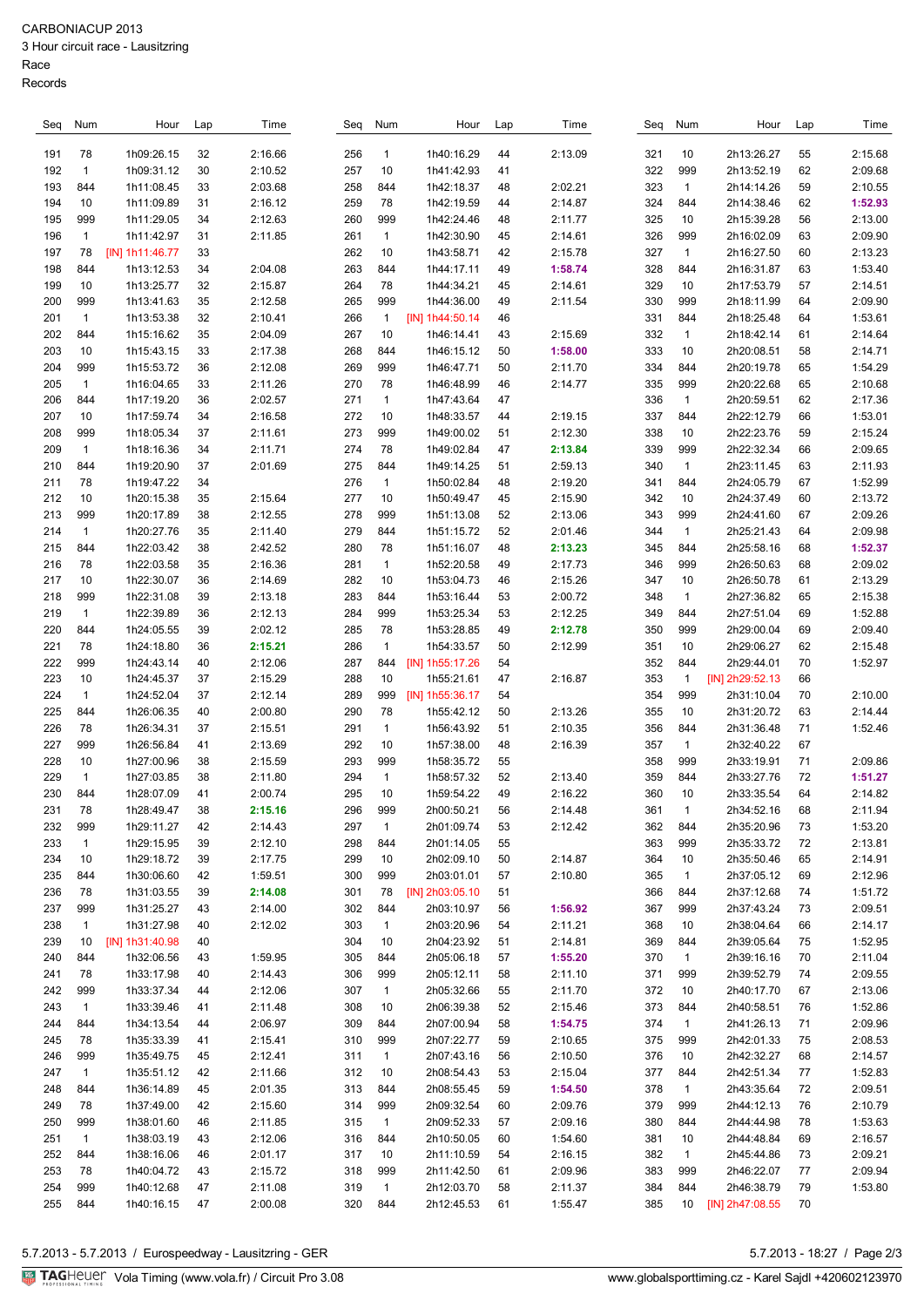CARBONIACUP 2013
3 Hour circuit race - Lausitzring
Race
Records

| Seq | Num | Hour | Lap | Time |
|---|---|---|---|---|
| 191 | 78 | 1h09:26.15 | 32 | 2:16.66 |
| 192 | 1 | 1h09:31.12 | 30 | 2:10.52 |
| 193 | 844 | 1h11:08.45 | 33 | 2:03.68 |
| 194 | 10 | 1h11:09.89 | 31 | 2:16.12 |
| 195 | 999 | 1h11:29.05 | 34 | 2:12.63 |
| 196 | 1 | 1h11:42.97 | 31 | 2:11.85 |
| 197 | 78 | [IN] 1h11:46.77 | 33 | |
| 198 | 844 | 1h13:12.53 | 34 | 2:04.08 |
| 199 | 10 | 1h13:25.77 | 32 | 2:15.87 |
| 200 | 999 | 1h13:41.63 | 35 | 2:12.58 |
| 201 | 1 | 1h13:53.38 | 32 | 2:10.41 |
| 202 | 844 | 1h15:16.62 | 35 | 2:04.09 |
| 203 | 10 | 1h15:43.15 | 33 | 2:17.38 |
| 204 | 999 | 1h15:53.72 | 36 | 2:12.08 |
| 205 | 1 | 1h16:04.65 | 33 | 2:11.26 |
| 206 | 844 | 1h17:19.20 | 36 | 2:02.57 |
| 207 | 10 | 1h17:59.74 | 34 | 2:16.58 |
| 208 | 999 | 1h18:05.34 | 37 | 2:11.61 |
| 209 | 1 | 1h18:16.36 | 34 | 2:11.71 |
| 210 | 844 | 1h19:20.90 | 37 | 2:01.69 |
| 211 | 78 | 1h19:47.22 | 34 | |
| 212 | 10 | 1h20:15.38 | 35 | 2:15.64 |
| 213 | 999 | 1h20:17.89 | 38 | 2:12.55 |
| 214 | 1 | 1h20:27.76 | 35 | 2:11.40 |
| 215 | 844 | 1h22:03.42 | 38 | 2:42.52 |
| 216 | 78 | 1h22:03.58 | 35 | 2:16.36 |
| 217 | 10 | 1h22:30.07 | 36 | 2:14.69 |
| 218 | 999 | 1h22:31.08 | 39 | 2:13.18 |
| 219 | 1 | 1h22:39.89 | 36 | 2:12.13 |
| 220 | 844 | 1h24:05.55 | 39 | 2:02.12 |
| 221 | 78 | 1h24:18.80 | 36 | **2:15.21** |
| 222 | 999 | 1h24:43.14 | 40 | 2:12.06 |
| 223 | 10 | 1h24:45.37 | 37 | 2:15.29 |
| 224 | 1 | 1h24:52.04 | 37 | 2:12.14 |
| 225 | 844 | 1h26:06.35 | 40 | 2:00.80 |
| 226 | 78 | 1h26:34.31 | 37 | 2:15.51 |
| 227 | 999 | 1h26:56.84 | 41 | 2:13.69 |
| 228 | 10 | 1h27:00.96 | 38 | 2:15.59 |
| 229 | 1 | 1h27:03.85 | 38 | 2:11.80 |
| 230 | 844 | 1h28:07.09 | 41 | 2:00.74 |
| 231 | 78 | 1h28:49.47 | 38 | **2:15.16** |
| 232 | 999 | 1h29:11.27 | 42 | 2:14.43 |
| 233 | 1 | 1h29:15.95 | 39 | 2:12.10 |
| 234 | 10 | 1h29:18.72 | 39 | 2:17.75 |
| 235 | 844 | 1h30:06.60 | 42 | 1:59.51 |
| 236 | 78 | 1h31:03.55 | 39 | **2:14.08** |
| 237 | 999 | 1h31:25.27 | 43 | 2:14.00 |
| 238 | 1 | 1h31:27.98 | 40 | 2:12.02 |
| 239 | 10 | [IN] 1h31:40.98 | 40 | |
| 240 | 844 | 1h32:06.56 | 43 | 1:59.95 |
| 241 | 78 | 1h33:17.98 | 40 | 2:14.43 |
| 242 | 999 | 1h33:37.34 | 44 | 2:12.06 |
| 243 | 1 | 1h33:39.46 | 41 | 2:11.48 |
| 244 | 844 | 1h34:13.54 | 44 | 2:06.97 |
| 245 | 78 | 1h35:33.39 | 41 | 2:15.41 |
| 246 | 999 | 1h35:49.75 | 45 | 2:12.41 |
| 247 | 1 | 1h35:51.12 | 42 | 2:11.66 |
| 248 | 844 | 1h36:14.89 | 45 | 2:01.35 |
| 249 | 78 | 1h37:49.00 | 42 | 2:15.60 |
| 250 | 999 | 1h38:01.60 | 46 | 2:11.85 |
| 251 | 1 | 1h38:03.19 | 43 | 2:12.06 |
| 252 | 844 | 1h38:16.06 | 46 | 2:01.17 |
| 253 | 78 | 1h40:04.72 | 43 | 2:15.72 |
| 254 | 999 | 1h40:12.68 | 47 | 2:11.08 |
| 255 | 844 | 1h40:16.15 | 47 | 2:00.08 |
| 256 | 1 | 1h40:16.29 | 44 | 2:13.09 |
| 257 | 10 | 1h41:42.93 | 41 | |
| 258 | 844 | 1h42:18.37 | 48 | 2:02.21 |
| 259 | 78 | 1h42:19.59 | 44 | 2:14.87 |
| 260 | 999 | 1h42:24.46 | 48 | 2:11.77 |
| 261 | 1 | 1h42:30.90 | 45 | 2:14.61 |
| 262 | 10 | 1h43:58.71 | 42 | 2:15.78 |
| 263 | 844 | 1h44:17.11 | 49 | **1:58.74** |
| 264 | 78 | 1h44:34.21 | 45 | 2:14.61 |
| 265 | 999 | 1h44:36.00 | 49 | 2:11.54 |
| 266 | 1 | [IN] 1h44:50.14 | 46 | |
| 267 | 10 | 1h46:14.41 | 43 | 2:15.69 |
| 268 | 844 | 1h46:15.12 | 50 | **1:58.00** |
| 269 | 999 | 1h46:47.71 | 50 | 2:11.70 |
| 270 | 78 | 1h46:48.99 | 46 | 2:14.77 |
| 271 | 1 | 1h47:43.64 | 47 | |
| 272 | 10 | 1h48:33.57 | 44 | 2:19.15 |
| 273 | 999 | 1h49:00.02 | 51 | 2:12.30 |
| 274 | 78 | 1h49:02.84 | 47 | **2:13.84** |
| 275 | 844 | 1h49:14.25 | 51 | 2:59.13 |
| 276 | 1 | 1h50:02.84 | 48 | 2:19.20 |
| 277 | 10 | 1h50:49.47 | 45 | 2:15.90 |
| 278 | 999 | 1h51:13.08 | 52 | 2:13.06 |
| 279 | 844 | 1h51:15.72 | 52 | 2:01.46 |
| 280 | 78 | 1h51:16.07 | 48 | **2:13.23** |
| 281 | 1 | 1h52:20.58 | 49 | 2:17.73 |
| 282 | 10 | 1h53:04.73 | 46 | 2:15.26 |
| 283 | 844 | 1h53:16.44 | 53 | 2:00.72 |
| 284 | 999 | 1h53:25.34 | 53 | 2:12.25 |
| 285 | 78 | 1h53:28.85 | 49 | **2:12.78** |
| 286 | 1 | 1h54:33.57 | 50 | 2:12.99 |
| 287 | 844 | [IN] 1h55:17.26 | 54 | |
| 288 | 10 | 1h55:21.61 | 47 | 2:16.87 |
| 289 | 999 | [IN] 1h55:36.17 | 54 | |
| 290 | 78 | 1h55:42.12 | 50 | 2:13.26 |
| 291 | 1 | 1h56:43.92 | 51 | 2:10.35 |
| 292 | 10 | 1h57:38.00 | 48 | 2:16.39 |
| 293 | 999 | 1h58:35.72 | 55 | |
| 294 | 1 | 1h58:57.32 | 52 | 2:13.40 |
| 295 | 10 | 1h59:54.22 | 49 | 2:16.22 |
| 296 | 999 | 2h00:50.21 | 56 | 2:14.48 |
| 297 | 1 | 2h01:09.74 | 53 | 2:12.42 |
| 298 | 844 | 2h01:14.05 | 55 | |
| 299 | 10 | 2h02:09.10 | 50 | 2:14.87 |
| 300 | 999 | 2h03:01.01 | 57 | 2:10.80 |
| 301 | 78 | [IN] 2h03:05.10 | 51 | |
| 302 | 844 | 2h03:10.97 | 56 | **1:56.92** |
| 303 | 1 | 2h03:20.96 | 54 | 2:11.21 |
| 304 | 10 | 2h04:23.92 | 51 | 2:14.81 |
| 305 | 844 | 2h05:06.18 | 57 | **1:55.20** |
| 306 | 999 | 2h05:12.11 | 58 | 2:11.10 |
| 307 | 1 | 2h05:32.66 | 55 | 2:11.70 |
| 308 | 10 | 2h06:39.38 | 52 | 2:15.46 |
| 309 | 844 | 2h07:00.94 | 58 | **1:54.75** |
| 310 | 999 | 2h07:22.77 | 59 | 2:10.65 |
| 311 | 1 | 2h07:43.16 | 56 | 2:10.50 |
| 312 | 10 | 2h08:54.43 | 53 | 2:15.04 |
| 313 | 844 | 2h08:55.45 | 59 | **1:54.50** |
| 314 | 999 | 2h09:32.54 | 60 | 2:09.76 |
| 315 | 1 | 2h09:52.33 | 57 | 2:09.16 |
| 316 | 844 | 2h10:50.05 | 60 | 1:54.60 |
| 317 | 10 | 2h11:10.59 | 54 | 2:16.15 |
| 318 | 999 | 2h11:42.50 | 61 | 2:09.96 |
| 319 | 1 | 2h12:03.70 | 58 | 2:11.37 |
| 320 | 844 | 2h12:45.53 | 61 | 1:55.47 |
| 321 | 10 | 2h13:26.27 | 55 | 2:15.68 |
| 322 | 999 | 2h13:52.19 | 62 | 2:09.68 |
| 323 | 1 | 2h14:14.26 | 59 | 2:10.55 |
| 324 | 844 | 2h14:38.46 | 62 | **1:52.93** |
| 325 | 10 | 2h15:39.28 | 56 | 2:13.00 |
| 326 | 999 | 2h16:02.09 | 63 | 2:09.90 |
| 327 | 1 | 2h16:27.50 | 60 | 2:13.23 |
| 328 | 844 | 2h16:31.87 | 63 | 1:53.40 |
| 329 | 10 | 2h17:53.79 | 57 | 2:14.51 |
| 330 | 999 | 2h18:11.99 | 64 | 2:09.90 |
| 331 | 844 | 2h18:25.48 | 64 | 1:53.61 |
| 332 | 1 | 2h18:42.14 | 61 | 2:14.64 |
| 333 | 10 | 2h20:08.51 | 58 | 2:14.71 |
| 334 | 844 | 2h20:19.78 | 65 | 1:54.29 |
| 335 | 999 | 2h20:22.68 | 65 | 2:10.68 |
| 336 | 1 | 2h20:59.51 | 62 | 2:17.36 |
| 337 | 844 | 2h22:12.79 | 66 | 1:53.01 |
| 338 | 10 | 2h22:23.76 | 59 | 2:15.24 |
| 339 | 999 | 2h22:32.34 | 66 | 2:09.65 |
| 340 | 1 | 2h23:11.45 | 63 | 2:11.93 |
| 341 | 844 | 2h24:05.79 | 67 | 1:52.99 |
| 342 | 10 | 2h24:37.49 | 60 | 2:13.72 |
| 343 | 999 | 2h24:41.60 | 67 | 2:09.26 |
| 344 | 1 | 2h25:21.43 | 64 | 2:09.98 |
| 345 | 844 | 2h25:58.16 | 68 | **1:52.37** |
| 346 | 999 | 2h26:50.63 | 68 | 2:09.02 |
| 347 | 10 | 2h26:50.78 | 61 | 2:13.29 |
| 348 | 1 | 2h27:36.82 | 65 | 2:15.38 |
| 349 | 844 | 2h27:51.04 | 69 | 1:52.88 |
| 350 | 999 | 2h29:00.04 | 69 | 2:09.40 |
| 351 | 10 | 2h29:06.27 | 62 | 2:15.48 |
| 352 | 844 | 2h29:44.01 | 70 | 1:52.97 |
| 353 | 1 | [IN] 2h29:52.13 | 66 | |
| 354 | 999 | 2h31:10.04 | 70 | 2:10.00 |
| 355 | 10 | 2h31:20.72 | 63 | 2:14.44 |
| 356 | 844 | 2h31:36.48 | 71 | 1:52.46 |
| 357 | 1 | 2h32:40.22 | 67 | |
| 358 | 999 | 2h33:19.91 | 71 | 2:09.86 |
| 359 | 844 | 2h33:27.76 | 72 | **1:51.27** |
| 360 | 10 | 2h33:35.54 | 64 | 2:14.82 |
| 361 | 1 | 2h34:52.16 | 68 | 2:11.94 |
| 362 | 844 | 2h35:20.96 | 73 | 1:53.20 |
| 363 | 999 | 2h35:33.72 | 72 | 2:13.81 |
| 364 | 10 | 2h35:50.46 | 65 | 2:14.91 |
| 365 | 1 | 2h37:05.12 | 69 | 2:12.96 |
| 366 | 844 | 2h37:12.68 | 74 | 1:51.72 |
| 367 | 999 | 2h37:43.24 | 73 | 2:09.51 |
| 368 | 10 | 2h38:04.64 | 66 | 2:14.17 |
| 369 | 844 | 2h39:05.64 | 75 | 1:52.95 |
| 370 | 1 | 2h39:16.16 | 70 | 2:11.04 |
| 371 | 999 | 2h39:52.79 | 74 | 2:09.55 |
| 372 | 10 | 2h40:17.70 | 67 | 2:13.06 |
| 373 | 844 | 2h40:58.51 | 76 | 1:52.86 |
| 374 | 1 | 2h41:26.13 | 71 | 2:09.96 |
| 375 | 999 | 2h42:01.33 | 75 | 2:08.53 |
| 376 | 10 | 2h42:32.27 | 68 | 2:14.57 |
| 377 | 844 | 2h42:51.34 | 77 | 1:52.83 |
| 378 | 1 | 2h43:35.64 | 72 | 2:09.51 |
| 379 | 999 | 2h44:12.13 | 76 | 2:10.79 |
| 380 | 844 | 2h44:44.98 | 78 | 1:53.63 |
| 381 | 10 | 2h44:48.84 | 69 | 2:16.57 |
| 382 | 1 | 2h45:44.86 | 73 | 2:09.21 |
| 383 | 999 | 2h46:22.07 | 77 | 2:09.94 |
| 384 | 844 | 2h46:38.79 | 79 | 1:53.80 |
| 385 | 10 | [IN] 2h47:08.55 | 70 | |

5.7.2013 - 5.7.2013 / Eurospeedway - Lausitzring - GER

5.7.2013 - 18:27

Vola Timing (www.vola.fr) / Circuit Pro 3.08

www.globalsporttiming.cz - Karel Sajdl +420602123970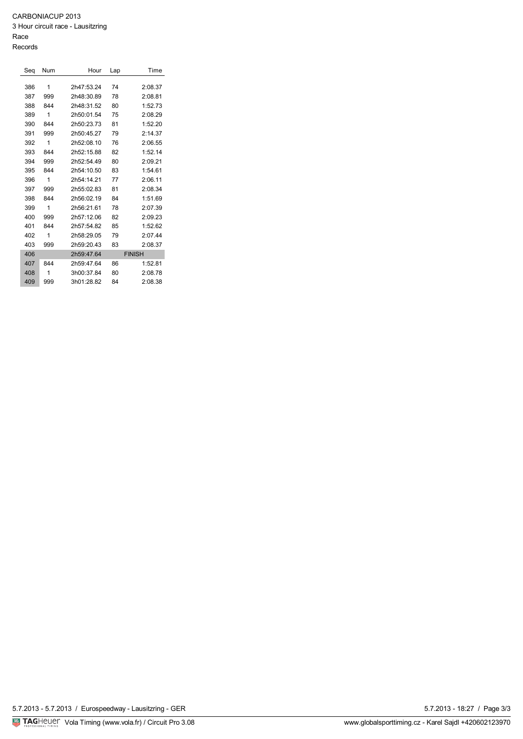CARBONIACUP 2013

3 Hour circuit race - Lausitzring

Race

Records

| Seq | Num | Hour | Lap | Time |
|---|---|---|---|---|
| 386 | 1 | 2h47:53.24 | 74 | 2:08.37 |
| 387 | 999 | 2h48:30.89 | 78 | 2:08.81 |
| 388 | 844 | 2h48:31.52 | 80 | 1:52.73 |
| 389 | 1 | 2h50:01.54 | 75 | 2:08.29 |
| 390 | 844 | 2h50:23.73 | 81 | 1:52.20 |
| 391 | 999 | 2h50:45.27 | 79 | 2:14.37 |
| 392 | 1 | 2h52:08.10 | 76 | 2:06.55 |
| 393 | 844 | 2h52:15.88 | 82 | 1:52.14 |
| 394 | 999 | 2h52:54.49 | 80 | 2:09.21 |
| 395 | 844 | 2h54:10.50 | 83 | 1:54.61 |
| 396 | 1 | 2h54:14.21 | 77 | 2:06.11 |
| 397 | 999 | 2h55:02.83 | 81 | 2:08.34 |
| 398 | 844 | 2h56:02.19 | 84 | 1:51.69 |
| 399 | 1 | 2h56:21.61 | 78 | 2:07.39 |
| 400 | 999 | 2h57:12.06 | 82 | 2:09.23 |
| 401 | 844 | 2h57:54.82 | 85 | 1:52.62 |
| 402 | 1 | 2h58:29.05 | 79 | 2:07.44 |
| 403 | 999 | 2h59:20.43 | 83 | 2:08.37 |
| 406 | | 2h59:47.64 | | FINISH |
| 407 | 844 | 2h59:47.64 | 86 | 1:52.81 |
| 408 | 1 | 3h00:37.84 | 80 | 2:08.78 |
| 409 | 999 | 3h01:28.82 | 84 | 2:08.38 |

5.7.2013 - 5.7.2013 / Eurospeedway - Lausitzring - GER

5.7.2013 - 18:27

TAGHeuer Vola Timing (www.vola.fr) / Circuit Pro 3.08

www.globalsporttiming.cz - Karel Sajdl +420602123970